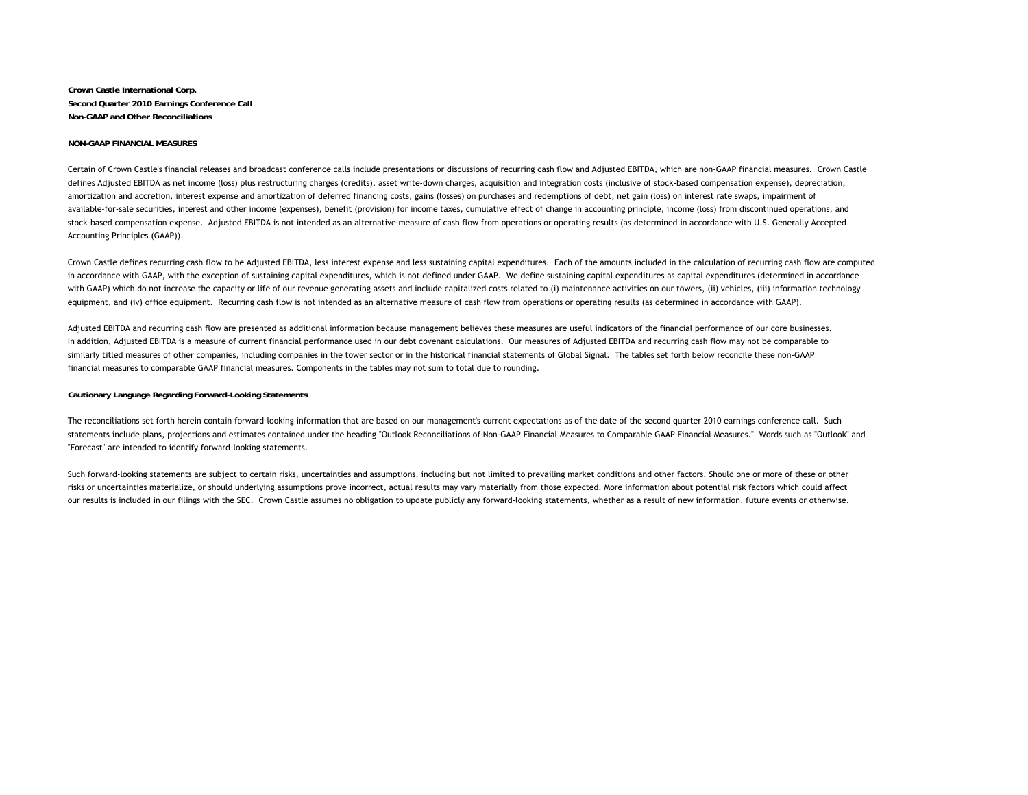**Crown Castle International Corp.**
**Second Quarter 2010 Earnings Conference Call**
**Non-GAAP and Other Reconciliations**

**NON-GAAP FINANCIAL MEASURES**

Certain of Crown Castle's financial releases and broadcast conference calls include presentations or discussions of recurring cash flow and Adjusted EBITDA, which are non-GAAP financial measures. Crown Castle defines Adjusted EBITDA as net income (loss) plus restructuring charges (credits), asset write-down charges, acquisition and integration costs (inclusive of stock-based compensation expense), depreciation, amortization and accretion, interest expense and amortization of deferred financing costs, gains (losses) on purchases and redemptions of debt, net gain (loss) on interest rate swaps, impairment of available-for-sale securities, interest and other income (expenses), benefit (provision) for income taxes, cumulative effect of change in accounting principle, income (loss) from discontinued operations, and stock-based compensation expense. Adjusted EBITDA is not intended as an alternative measure of cash flow from operations or operating results (as determined in accordance with U.S. Generally Accepted Accounting Principles (GAAP)).

Crown Castle defines recurring cash flow to be Adjusted EBITDA, less interest expense and less sustaining capital expenditures. Each of the amounts included in the calculation of recurring cash flow are computed in accordance with GAAP, with the exception of sustaining capital expenditures, which is not defined under GAAP. We define sustaining capital expenditures as capital expenditures (determined in accordance with GAAP) which do not increase the capacity or life of our revenue generating assets and include capitalized costs related to (i) maintenance activities on our towers, (ii) vehicles, (iii) information technology equipment, and (iv) office equipment. Recurring cash flow is not intended as an alternative measure of cash flow from operations or operating results (as determined in accordance with GAAP).

Adjusted EBITDA and recurring cash flow are presented as additional information because management believes these measures are useful indicators of the financial performance of our core businesses. In addition, Adjusted EBITDA is a measure of current financial performance used in our debt covenant calculations. Our measures of Adjusted EBITDA and recurring cash flow may not be comparable to similarly titled measures of other companies, including companies in the tower sector or in the historical financial statements of Global Signal. The tables set forth below reconcile these non-GAAP financial measures to comparable GAAP financial measures. Components in the tables may not sum to total due to rounding.

**Cautionary Language Regarding Forward-Looking Statements**

The reconciliations set forth herein contain forward-looking information that are based on our management's current expectations as of the date of the second quarter 2010 earnings conference call. Such statements include plans, projections and estimates contained under the heading "Outlook Reconciliations of Non-GAAP Financial Measures to Comparable GAAP Financial Measures." Words such as "Outlook" and "Forecast" are intended to identify forward-looking statements.

Such forward-looking statements are subject to certain risks, uncertainties and assumptions, including but not limited to prevailing market conditions and other factors. Should one or more of these or other risks or uncertainties materialize, or should underlying assumptions prove incorrect, actual results may vary materially from those expected. More information about potential risk factors which could affect our results is included in our filings with the SEC. Crown Castle assumes no obligation to update publicly any forward-looking statements, whether as a result of new information, future events or otherwise.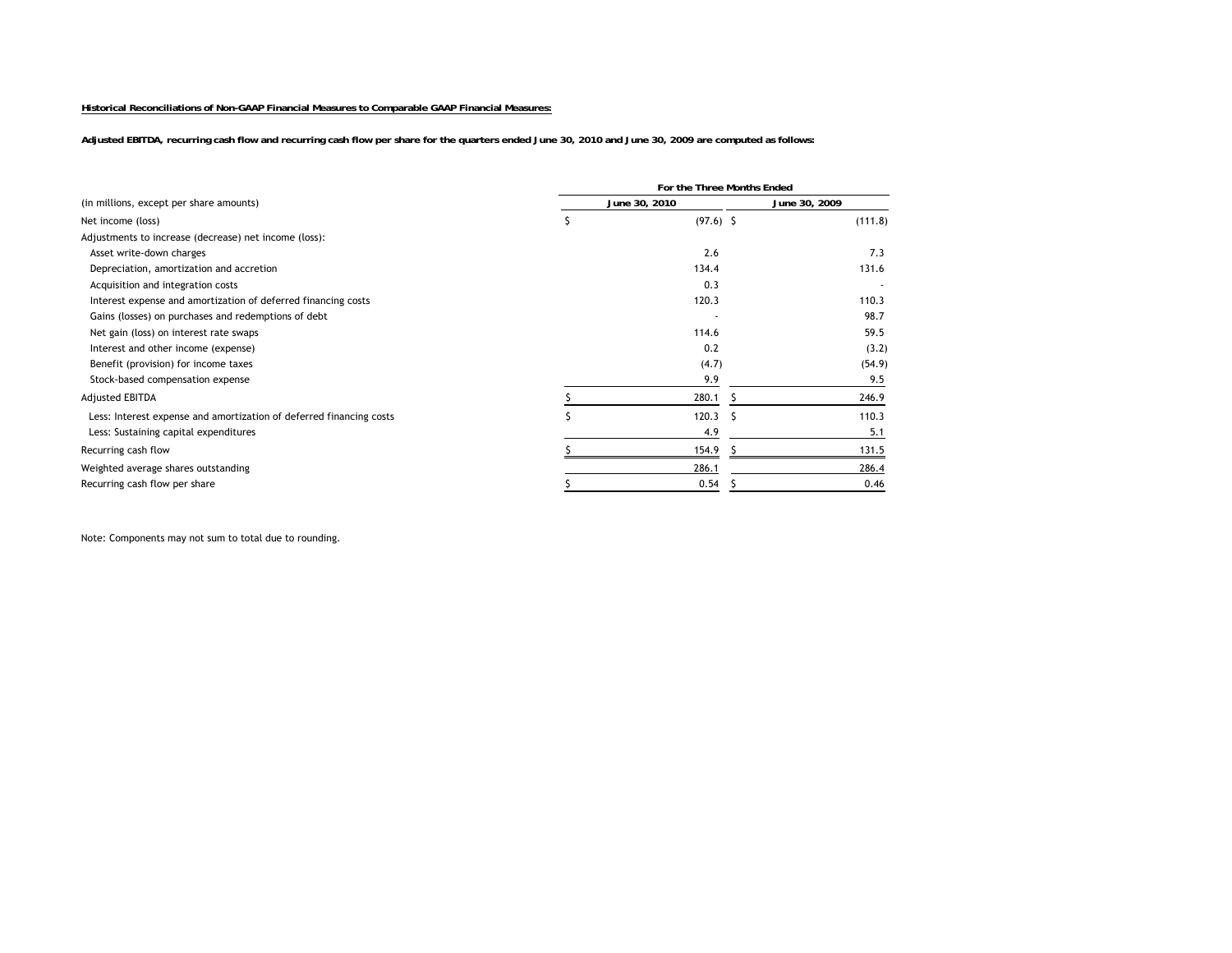**Historical Reconciliations of Non-GAAP Financial Measures to Comparable GAAP Financial Measures:**

**Adjusted EBITDA, recurring cash flow and recurring cash flow per share for the quarters ended June 30, 2010 and June 30, 2009 are computed as follows:**

| | For the Three Months Ended | |
|---|---|---|
| (in millions, except per share amounts) | June 30, 2010 | June 30, 2009 |
| Net income (loss) | $ (97.6) | $ (111.8) |
| Adjustments to increase (decrease) net income (loss): | | |
| Asset write-down charges | 2.6 | 7.3 |
| Depreciation, amortization and accretion | 134.4 | 131.6 |
| Acquisition and integration costs | 0.3 | - |
| Interest expense and amortization of deferred financing costs | 120.3 | 110.3 |
| Gains (losses) on purchases and redemptions of debt | - | 98.7 |
| Net gain (loss) on interest rate swaps | 114.6 | 59.5 |
| Interest and other income (expense) | 0.2 | (3.2) |
| Benefit (provision) for income taxes | (4.7) | (54.9) |
| Stock-based compensation expense | 9.9 | 9.5 |
| Adjusted EBITDA | $ 280.1 | $ 246.9 |
| Less: Interest expense and amortization of deferred financing costs | $ 120.3 | $ 110.3 |
| Less: Sustaining capital expenditures | 4.9 | 5.1 |
| Recurring cash flow | $ 154.9 | $ 131.5 |
| Weighted average shares outstanding | 286.1 | 286.4 |
| Recurring cash flow per share | $ 0.54 | $ 0.46 |

Note: Components may not sum to total due to rounding.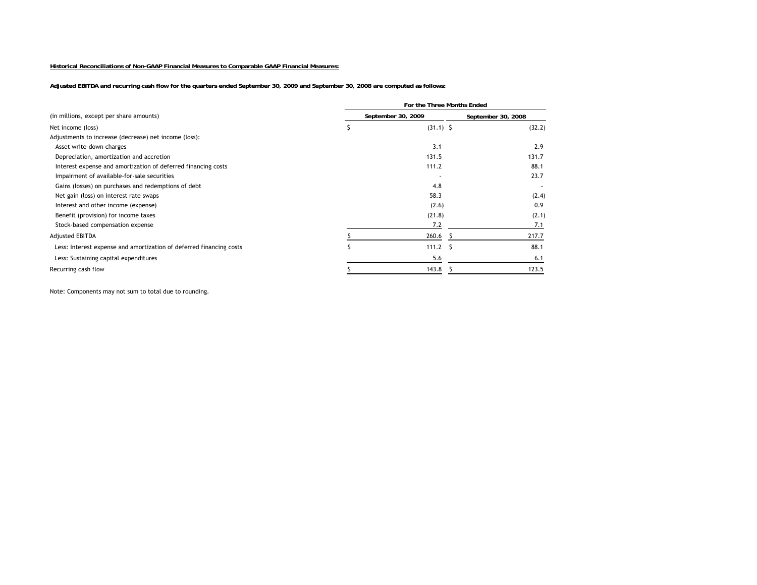**Historical Reconciliations of Non-GAAP Financial Measures to Comparable GAAP Financial Measures:**

**Adjusted EBITDA and recurring cash flow for the quarters ended September 30, 2009 and September 30, 2008 are computed as follows:**

| | For the Three Months Ended | |
|---|---|---|
| (in millions, except per share amounts) | September 30, 2009 | September 30, 2008 |
| Net income (loss) | $ (31.1) | $ (32.2) |
| Adjustments to increase (decrease) net income (loss): | | |
| Asset write-down charges | 3.1 | 2.9 |
| Depreciation, amortization and accretion | 131.5 | 131.7 |
| Interest expense and amortization of deferred financing costs | 111.2 | 88.1 |
| Impairment of available-for-sale securities | - | 23.7 |
| Gains (losses) on purchases and redemptions of debt | 4.8 | - |
| Net gain (loss) on interest rate swaps | 58.3 | (2.4) |
| Interest and other income (expense) | (2.6) | 0.9 |
| Benefit (provision) for income taxes | (21.8) | (2.1) |
| Stock-based compensation expense | 7.2 | 7.1 |
| Adjusted EBITDA | $ 260.6 | $ 217.7 |
| Less: Interest expense and amortization of deferred financing costs | $ 111.2 | $ 88.1 |
| Less: Sustaining capital expenditures | 5.6 | 6.1 |
| Recurring cash flow | $ 143.8 | $ 123.5 |

Note: Components may not sum to total due to rounding.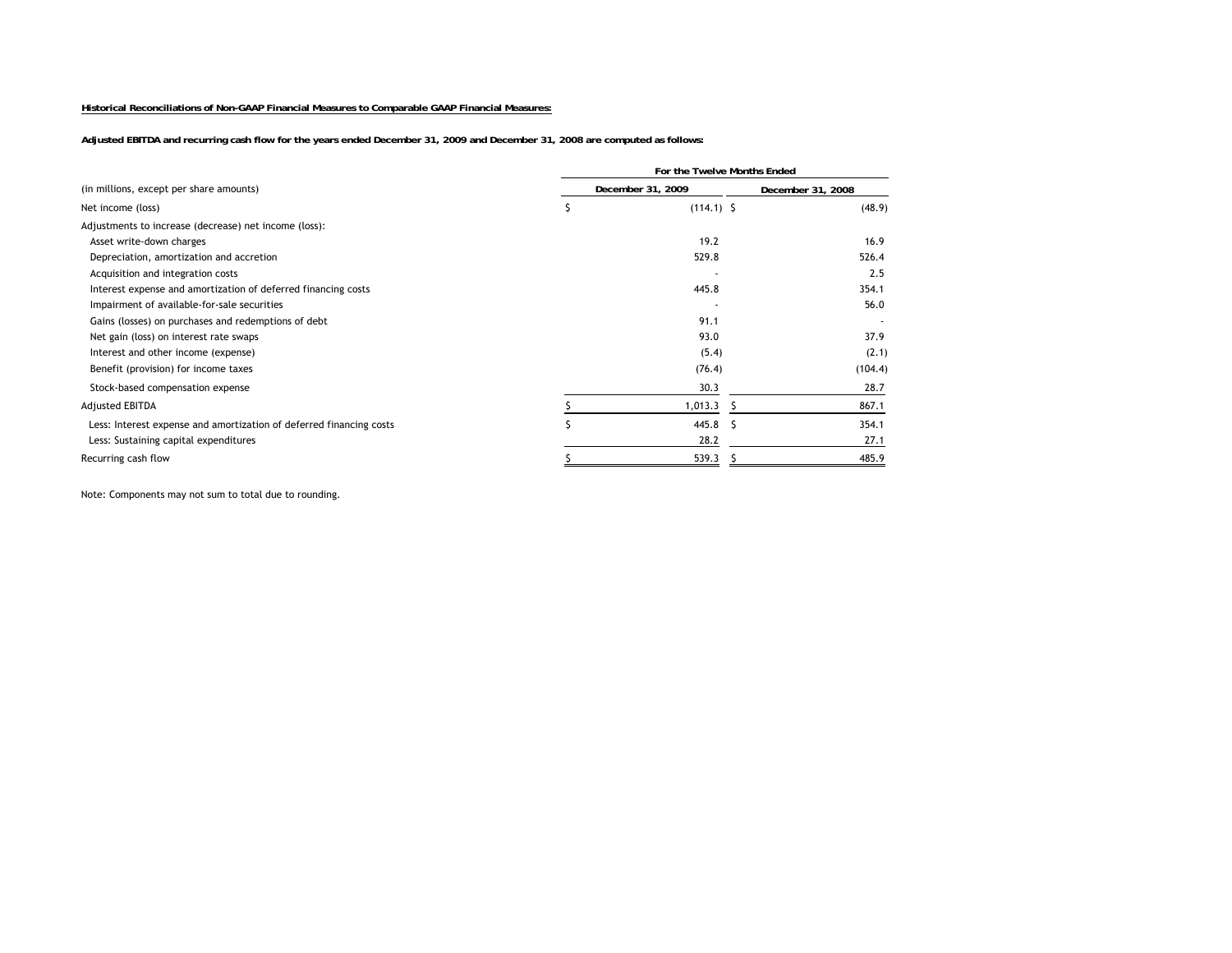**Historical Reconciliations of Non-GAAP Financial Measures to Comparable GAAP Financial Measures:**

**Adjusted EBITDA and recurring cash flow for the years ended December 31, 2009 and December 31, 2008 are computed as follows:**

| | For the Twelve Months Ended | |
|---|---|---|
| (in millions, except per share amounts) | December 31, 2009 | December 31, 2008 |
| Net income (loss) | $ (114.1) | $ (48.9) |
| Adjustments to increase (decrease) net income (loss): | | |
| Asset write-down charges | 19.2 | 16.9 |
| Depreciation, amortization and accretion | 529.8 | 526.4 |
| Acquisition and integration costs | - | 2.5 |
| Interest expense and amortization of deferred financing costs | 445.8 | 354.1 |
| Impairment of available-for-sale securities | - | 56.0 |
| Gains (losses) on purchases and redemptions of debt | 91.1 | - |
| Net gain (loss) on interest rate swaps | 93.0 | 37.9 |
| Interest and other income (expense) | (5.4) | (2.1) |
| Benefit (provision) for income taxes | (76.4) | (104.4) |
| Stock-based compensation expense | 30.3 | 28.7 |
| Adjusted EBITDA | $ 1,013.3 | $ 867.1 |
| Less: Interest expense and amortization of deferred financing costs | $ 445.8 | $ 354.1 |
| Less: Sustaining capital expenditures | 28.2 | 27.1 |
| Recurring cash flow | $ 539.3 | $ 485.9 |

Note: Components may not sum to total due to rounding.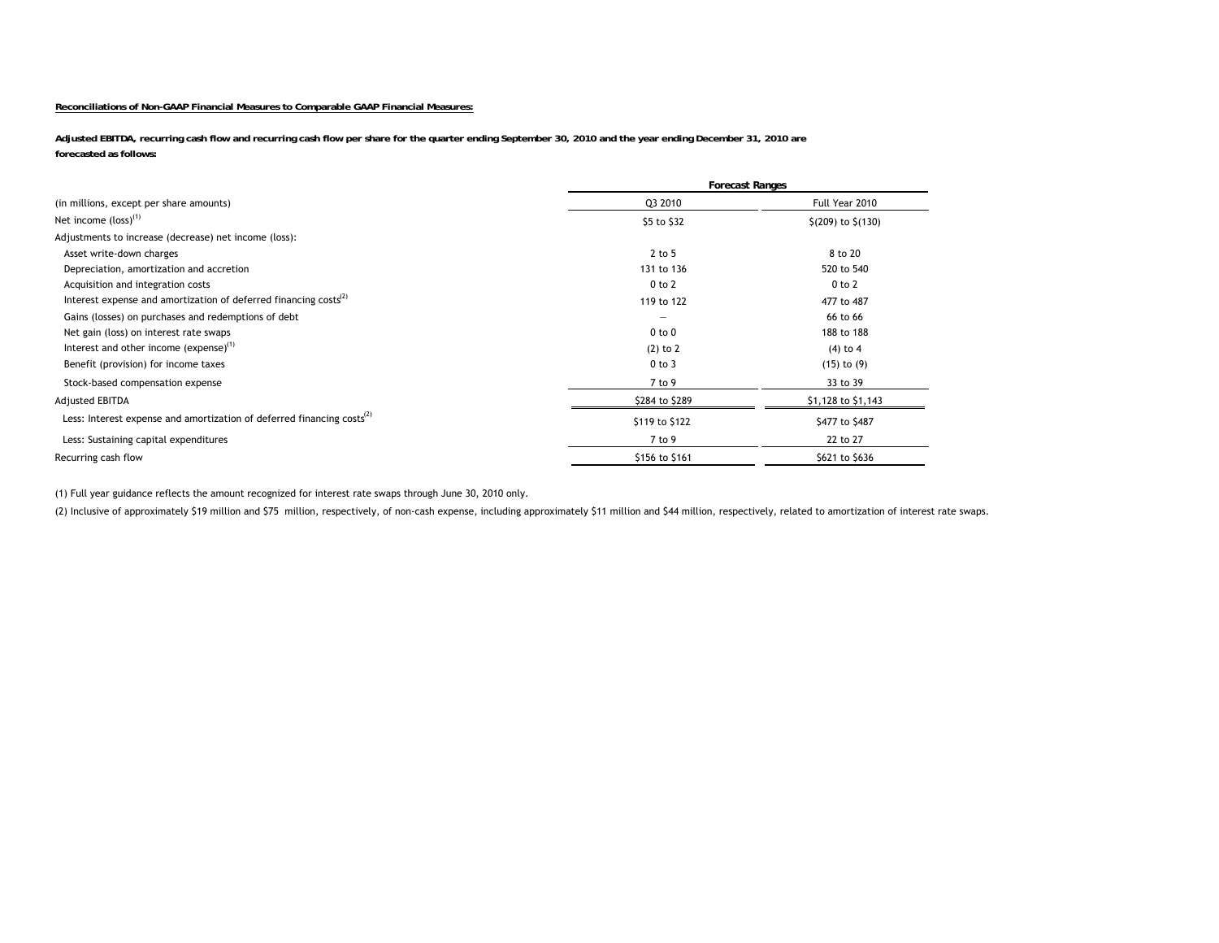**Reconciliations of Non-GAAP Financial Measures to Comparable GAAP Financial Measures:**

**Adjusted EBITDA, recurring cash flow and recurring cash flow per share for the quarter ending September 30, 2010 and the year ending December 31, 2010 are forecasted as follows:**

| | Forecast Ranges | |
|---|---|---|
| (in millions, except per share amounts) | Q3 2010 | Full Year 2010 |
| Net income (loss)[1] | $5 to $32 | $(209) to $(130) |
| Adjustments to increase (decrease) net income (loss): | | |
| Asset write-down charges | 2 to 5 | 8 to 20 |
| Depreciation, amortization and accretion | 131 to 136 | 520 to 540 |
| Acquisition and integration costs | 0 to 2 | 0 to 2 |
| Interest expense and amortization of deferred financing costs[2] | 119 to 122 | 477 to 487 |
| Gains (losses) on purchases and redemptions of debt | — | 66 to 66 |
| Net gain (loss) on interest rate swaps | 0 to 0 | 188 to 188 |
| Interest and other income (expense)[1] | (2) to 2 | (4) to 4 |
| Benefit (provision) for income taxes | 0 to 3 | (15) to (9) |
| Stock-based compensation expense | 7 to 9 | 33 to 39 |
| Adjusted EBITDA | $284 to $289 | $1,128 to $1,143 |
| Less: Interest expense and amortization of deferred financing costs[2] | $119 to $122 | $477 to $487 |
| Less: Sustaining capital expenditures | 7 to 9 | 22 to 27 |
| Recurring cash flow | $156 to $161 | $621 to $636 |

(1) Full year guidance reflects the amount recognized for interest rate swaps through June 30, 2010 only.

(2) Inclusive of approximately $19 million and $75 million, respectively, of non-cash expense, including approximately $11 million and $44 million, respectively, related to amortization of interest rate swaps.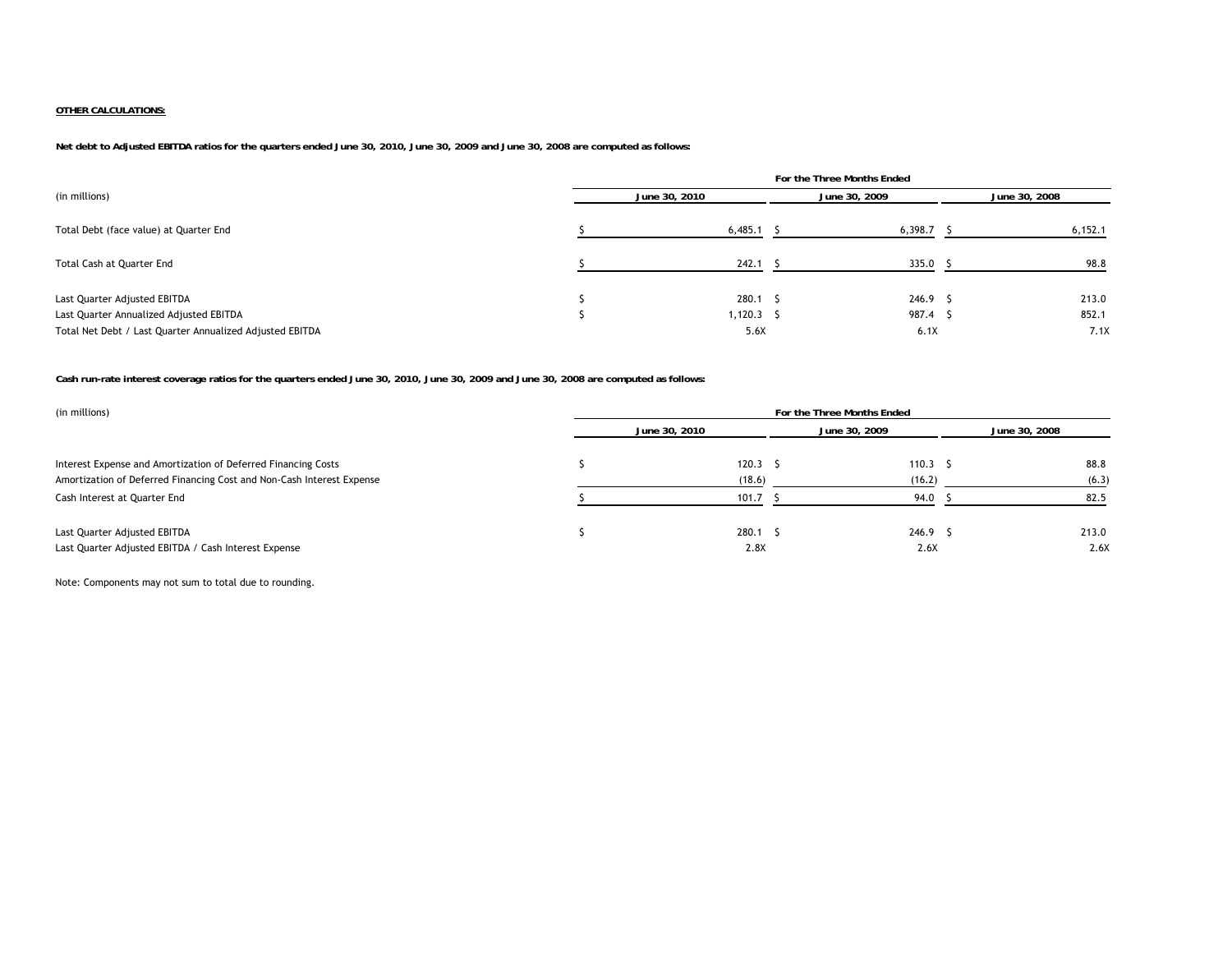**OTHER CALCULATIONS:**

**Net debt to Adjusted EBITDA ratios for the quarters ended June 30, 2010, June 30, 2009 and June 30, 2008 are computed as follows:**

| (in millions) | For the Three Months Ended | | |
|---|---|---|---|
| | June 30, 2010 | June 30, 2009 | June 30, 2008 |
| Total Debt (face value) at Quarter End | $ 6,485.1 | $ 6,398.7 | $ 6,152.1 |
| Total Cash at Quarter End | $ 242.1 | $ 335.0 | $ 98.8 |
| Last Quarter Adjusted EBITDA | $ 280.1 | $ 246.9 | $ 213.0 |
| Last Quarter Annualized Adjusted EBITDA | $ 1,120.3 | $ 987.4 | $ 852.1 |
| Total Net Debt / Last Quarter Annualized Adjusted EBITDA | 5.6X | 6.1X | 7.1X |

**Cash run-rate interest coverage ratios for the quarters ended June 30, 2010, June 30, 2009 and June 30, 2008 are computed as follows:**

| (in millions) | For the Three Months Ended | | |
|---|---|---|---|
| | June 30, 2010 | June 30, 2009 | June 30, 2008 |
| Interest Expense and Amortization of Deferred Financing Costs | $ 120.3 | $ 110.3 | $ 88.8 |
| Amortization of Deferred Financing Cost and Non-Cash Interest Expense | (18.6) | (16.2) | (6.3) |
| Cash Interest at Quarter End | $ 101.7 | $ 94.0 | $ 82.5 |
| Last Quarter Adjusted EBITDA | $ 280.1 | $ 246.9 | $ 213.0 |
| Last Quarter Adjusted EBITDA / Cash Interest Expense | 2.8X | 2.6X | 2.6X |

Note: Components may not sum to total due to rounding.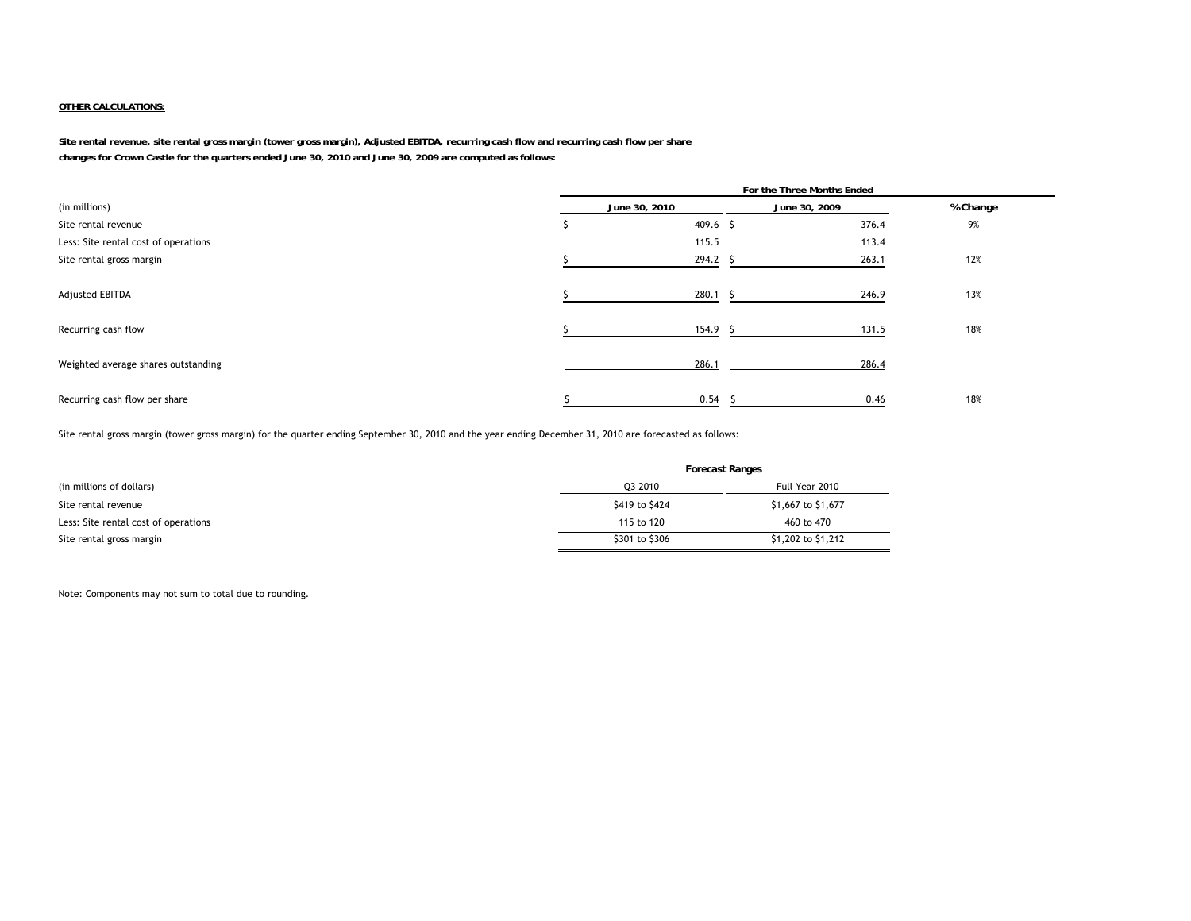**OTHER CALCULATIONS:**

**Site rental revenue, site rental gross margin (tower gross margin), Adjusted EBITDA, recurring cash flow and recurring cash flow per share changes for Crown Castle for the quarters ended June 30, 2010 and June 30, 2009 are computed as follows:**

| | For the Three Months Ended | | |
|---|---|---|---|
| (in millions) | June 30, 2010 | June 30, 2009 | %Change |
| Site rental revenue | $ 409.6 | $ 376.4 | 9% |
| Less: Site rental cost of operations | 115.5 | 113.4 | |
| Site rental gross margin | $ 294.2 | $ 263.1 | 12% |
| Adjusted EBITDA | $ 280.1 | $ 246.9 | 13% |
| Recurring cash flow | $ 154.9 | $ 131.5 | 18% |
| Weighted average shares outstanding | 286.1 | 286.4 | |
| Recurring cash flow per share | $ 0.54 | $ 0.46 | 18% |

Site rental gross margin (tower gross margin) for the quarter ending September 30, 2010 and the year ending December 31, 2010 are forecasted as follows:

| | Forecast Ranges | |
|---|---|---|
| (in millions of dollars) | Q3 2010 | Full Year 2010 |
| Site rental revenue | $419 to $424 | $1,667 to $1,677 |
| Less: Site rental cost of operations | 115 to 120 | 460 to 470 |
| Site rental gross margin | $301 to $306 | $1,202 to $1,212 |

Note: Components may not sum to total due to rounding.